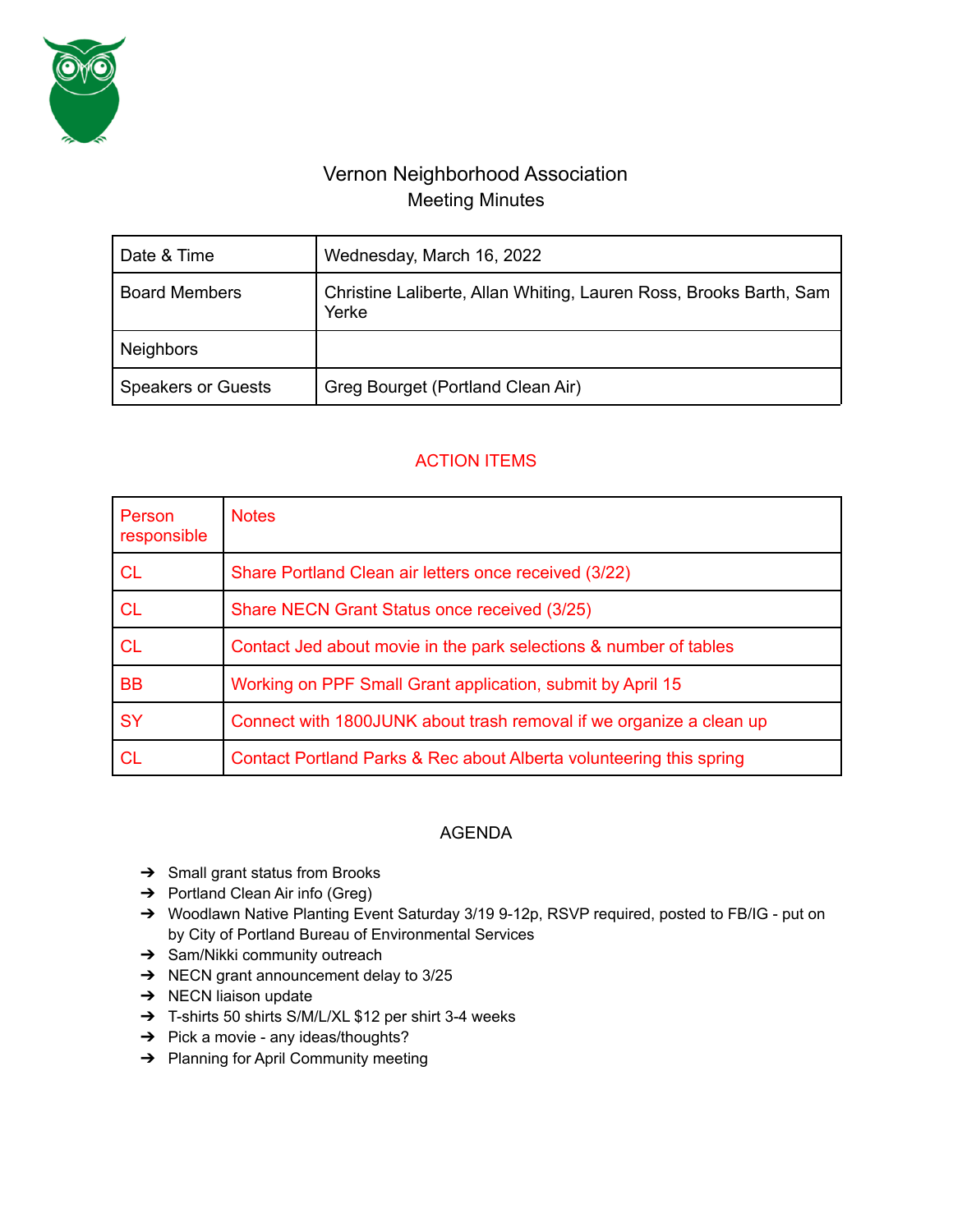# Vernon Neighborhood Association

## Meeting Minutes

| Date & Time | Wednesday, March 16, 2022 |
|---|---|
| Board Members | Christine Laliberte, Allan Whiting, Lauren Ross, Brooks Barth, Sam Yerke |
| Neighbors | |
| Speakers or Guests | Greg Bourget (Portland Clean Air) |

## ACTION ITEMS

| Person responsible | Notes |
|---|---|
| CL | Share Portland Clean air letters once received (3/22) |
| CL | Share NECN Grant Status once received (3/25) |
| CL | Contact Jed about movie in the park selections & number of tables |
| BB | Working on PPF Small Grant application, submit by April 15 |
| SY | Connect with 1800JUNK about trash removal if we organize a clean up |
| CL | Contact Portland Parks & Rec about Alberta volunteering this spring |

## AGENDA

- Small grant status from Brooks
- Portland Clean Air info (Greg)
- Woodlawn Native Planting Event Saturday 3/19 9-12p, RSVP required, posted to FB/IG - put on by City of Portland Bureau of Environmental Services
- Sam/Nikki community outreach
- NECN grant announcement delay to 3/25
- NECN liaison update
- T-shirts 50 shirts S/M/L/XL $12 per shirt 3-4 weeks
- Pick a movie - any ideas/thoughts?
- Planning for April Community meeting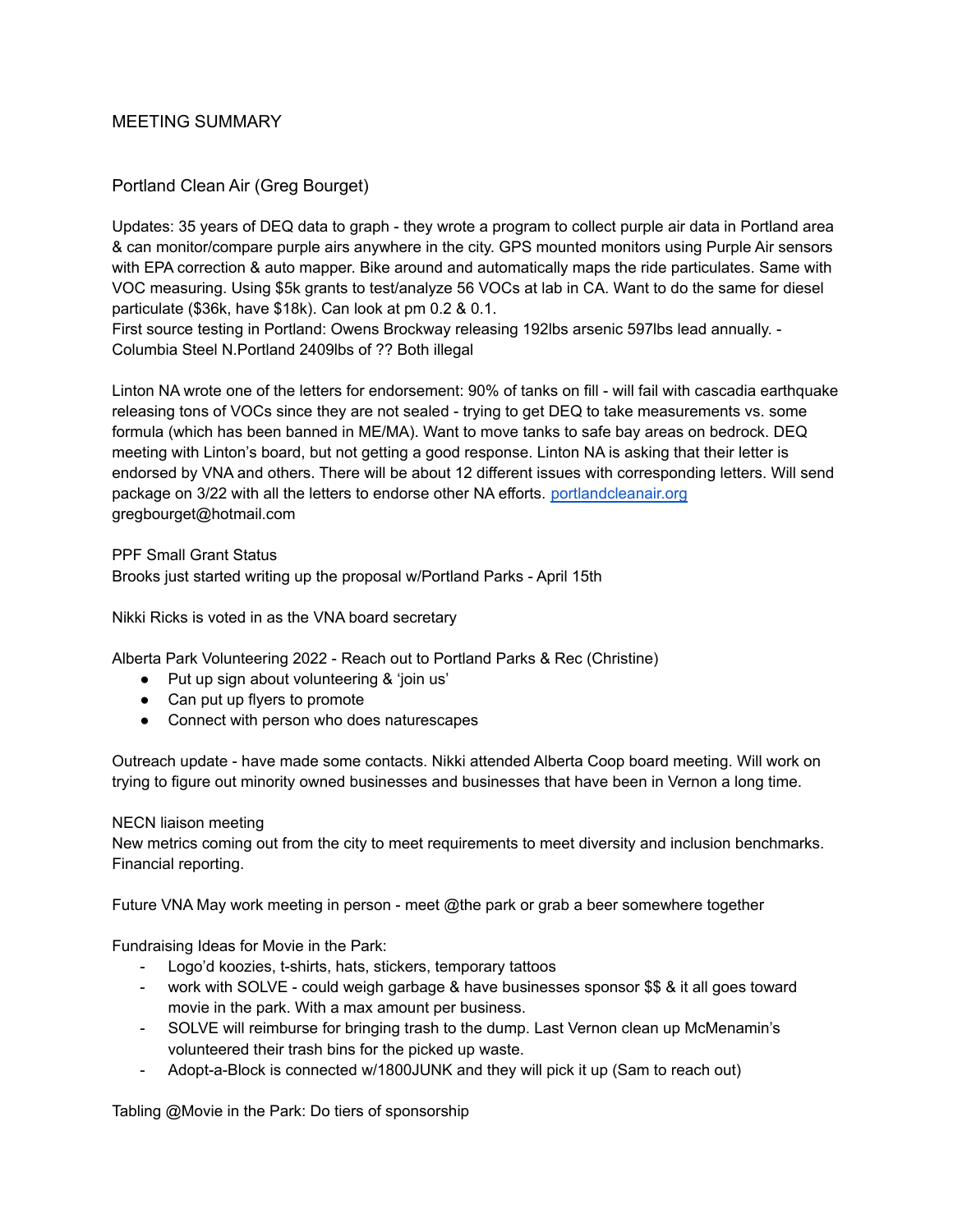# MEETING SUMMARY

## Portland Clean Air (Greg Bourget)

Updates: 35 years of DEQ data to graph - they wrote a program to collect purple air data in Portland area & can monitor/compare purple airs anywhere in the city. GPS mounted monitors using Purple Air sensors with EPA correction & auto mapper. Bike around and automatically maps the ride particulates. Same with VOC measuring. Using $5k grants to test/analyze 56 VOCs at lab in CA. Want to do the same for diesel particulate ($36k, have $18k). Can look at pm 0.2 & 0.1.
First source testing in Portland: Owens Brockway releasing 192lbs arsenic 597lbs lead annually. - Columbia Steel N.Portland 2409lbs of ?? Both illegal

Linton NA wrote one of the letters for endorsement: 90% of tanks on fill - will fail with cascadia earthquake releasing tons of VOCs since they are not sealed - trying to get DEQ to take measurements vs. some formula (which has been banned in ME/MA). Want to move tanks to safe bay areas on bedrock. DEQ meeting with Linton's board, but not getting a good response. Linton NA is asking that their letter is endorsed by VNA and others. There will be about 12 different issues with corresponding letters. Will send package on 3/22 with all the letters to endorse other NA efforts. [portlandcleanair.org](portlandcleanair.org) gregbourget@hotmail.com

PPF Small Grant Status
Brooks just started writing up the proposal w/Portland Parks - April 15th

Nikki Ricks is voted in as the VNA board secretary

Alberta Park Volunteering 2022 - Reach out to Portland Parks & Rec (Christine)

- Put up sign about volunteering & 'join us'
- Can put up flyers to promote
- Connect with person who does naturescapes

Outreach update - have made some contacts. Nikki attended Alberta Coop board meeting. Will work on trying to figure out minority owned businesses and businesses that have been in Vernon a long time.

NECN liaison meeting
New metrics coming out from the city to meet requirements to meet diversity and inclusion benchmarks. Financial reporting.

Future VNA May work meeting in person - meet @the park or grab a beer somewhere together

Fundraising Ideas for Movie in the Park:

- Logo'd koozies, t-shirts, hats, stickers, temporary tattoos
- work with SOLVE - could weigh garbage & have businesses sponsor $$ & it all goes toward movie in the park. With a max amount per business.
- SOLVE will reimburse for bringing trash to the dump. Last Vernon clean up McMenamin's volunteered their trash bins for the picked up waste.
- Adopt-a-Block is connected w/1800JUNK and they will pick it up (Sam to reach out)

Tabling @Movie in the Park: Do tiers of sponsorship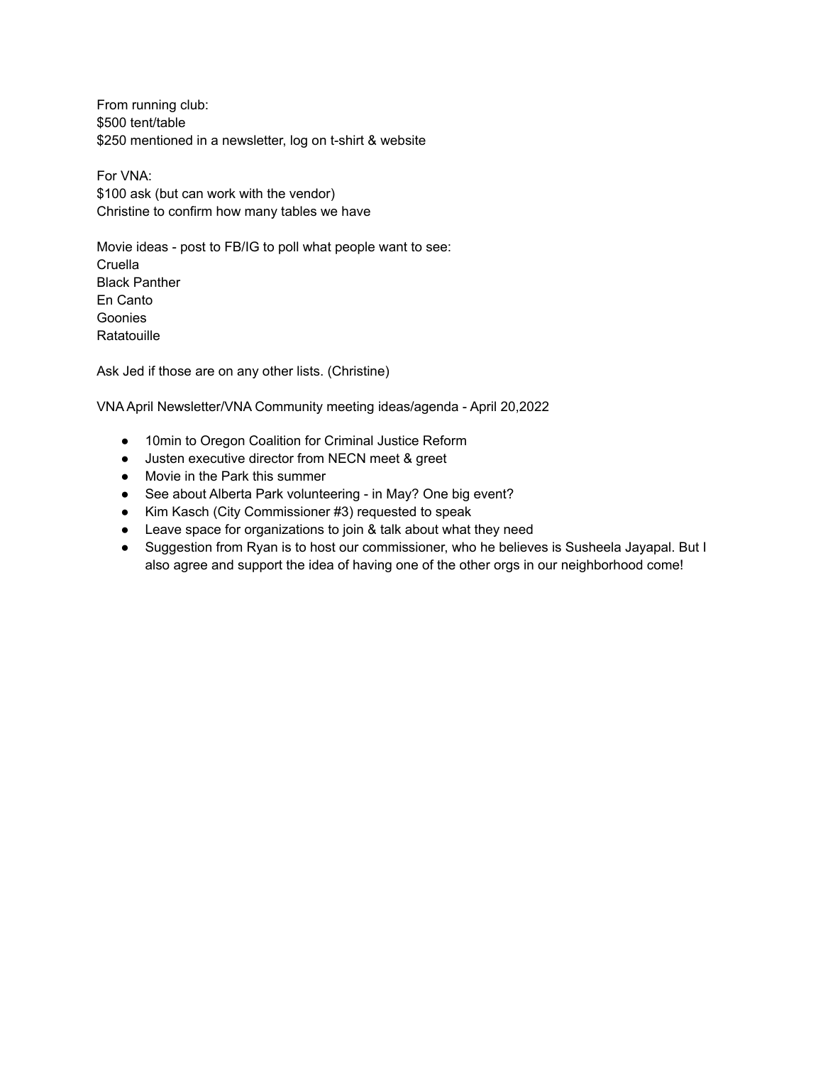From running club:
$500 tent/table
$250 mentioned in a newsletter, log on t-shirt & website

For VNA:
$100 ask (but can work with the vendor)
Christine to confirm how many tables we have

Movie ideas - post to FB/IG to poll what people want to see:
Cruella
Black Panther
En Canto
Goonies
Ratatouille

Ask Jed if those are on any other lists. (Christine)

VNA April Newsletter/VNA Community meeting ideas/agenda - April 20,2022

- 10min to Oregon Coalition for Criminal Justice Reform
- Justen executive director from NECN meet & greet
- Movie in the Park this summer
- See about Alberta Park volunteering - in May? One big event?
- Kim Kasch (City Commissioner #3) requested to speak
- Leave space for organizations to join & talk about what they need
- Suggestion from Ryan is to host our commissioner, who he believes is Susheela Jayapal. But I also agree and support the idea of having one of the other orgs in our neighborhood come!